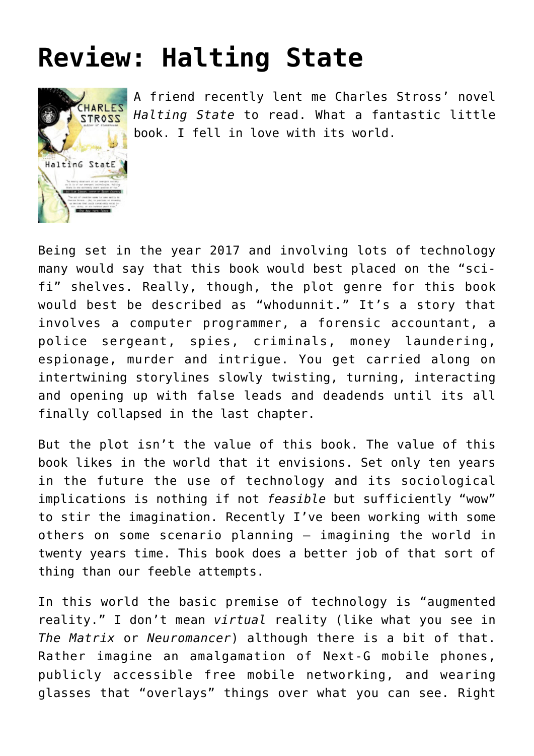# Review: Halting State

A friend recently lent me Charles Stross' novel *Halting State* to read. What a fantastic little book. I fell in love with its world.

Being set in the year 2017 and involving lots of technology many would say that this book would best placed on the "sci-fi" shelves. Really, though, the plot genre for this book would best be described as "whodunnit." It's a story that involves a computer programmer, a forensic accountant, a police sergeant, spies, criminals, money laundering, espionage, murder and intrigue. You get carried along on intertwining storylines slowly twisting, turning, interacting and opening up with false leads and deadends until its all finally collapsed in the last chapter.

But the plot isn't the value of this book. The value of this book likes in the world that it envisions. Set only ten years in the future the use of technology and its sociological implications is nothing if not *feasible* but sufficiently "wow" to stir the imagination. Recently I've been working with some others on some scenario planning – imagining the world in twenty years time. This book does a better job of that sort of thing than our feeble attempts.

In this world the basic premise of technology is "augmented reality." I don't mean *virtual* reality (like what you see in *The Matrix* or *Neuromancer*) although there is a bit of that. Rather imagine an amalgamation of Next-G mobile phones, publicly accessible free mobile networking, and wearing glasses that "overlays" things over what you can see. Right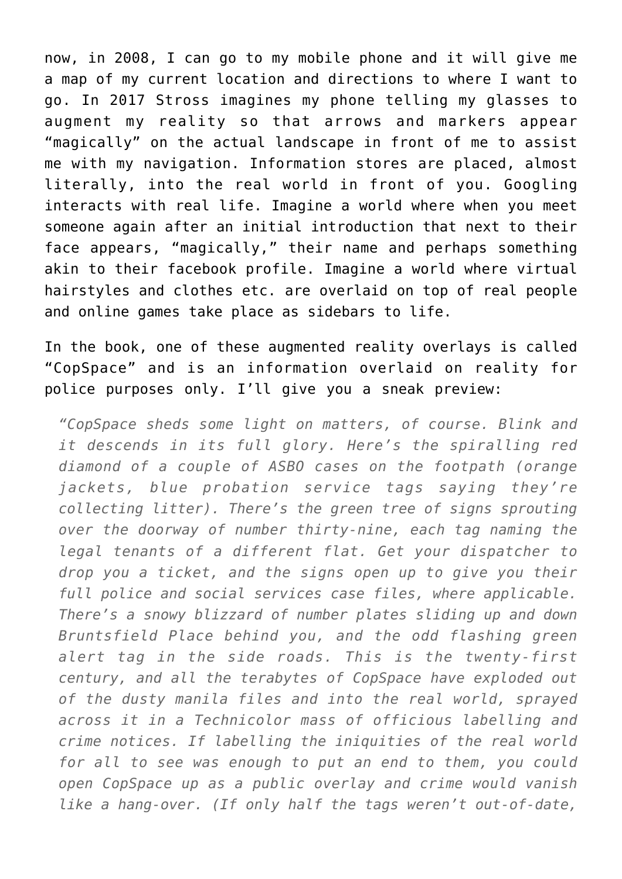now, in 2008, I can go to my mobile phone and it will give me a map of my current location and directions to where I want to go. In 2017 Stross imagines my phone telling my glasses to augment my reality so that arrows and markers appear "magically" on the actual landscape in front of me to assist me with my navigation. Information stores are placed, almost literally, into the real world in front of you. Googling interacts with real life. Imagine a world where when you meet someone again after an initial introduction that next to their face appears, "magically," their name and perhaps something akin to their facebook profile. Imagine a world where virtual hairstyles and clothes etc. are overlaid on top of real people and online games take place as sidebars to life.

In the book, one of these augmented reality overlays is called "CopSpace" and is an information overlaid on reality for police purposes only. I'll give you a sneak preview:

> *"CopSpace sheds some light on matters, of course. Blink and it descends in its full glory. Here's the spiralling red diamond of a couple of ASBO cases on the footpath (orange jackets, blue probation service tags saying they're collecting litter). There's the green tree of signs sprouting over the doorway of number thirty-nine, each tag naming the legal tenants of a different flat. Get your dispatcher to drop you a ticket, and the signs open up to give you their full police and social services case files, where applicable. There's a snowy blizzard of number plates sliding up and down Bruntsfield Place behind you, and the odd flashing green alert tag in the side roads. This is the twenty-first century, and all the terabytes of CopSpace have exploded out of the dusty manila files and into the real world, sprayed across it in a Technicolor mass of officious labelling and crime notices. If labelling the iniquities of the real world for all to see was enough to put an end to them, you could open CopSpace up as a public overlay and crime would vanish like a hang-over. (If only half the tags weren't out-of-date,*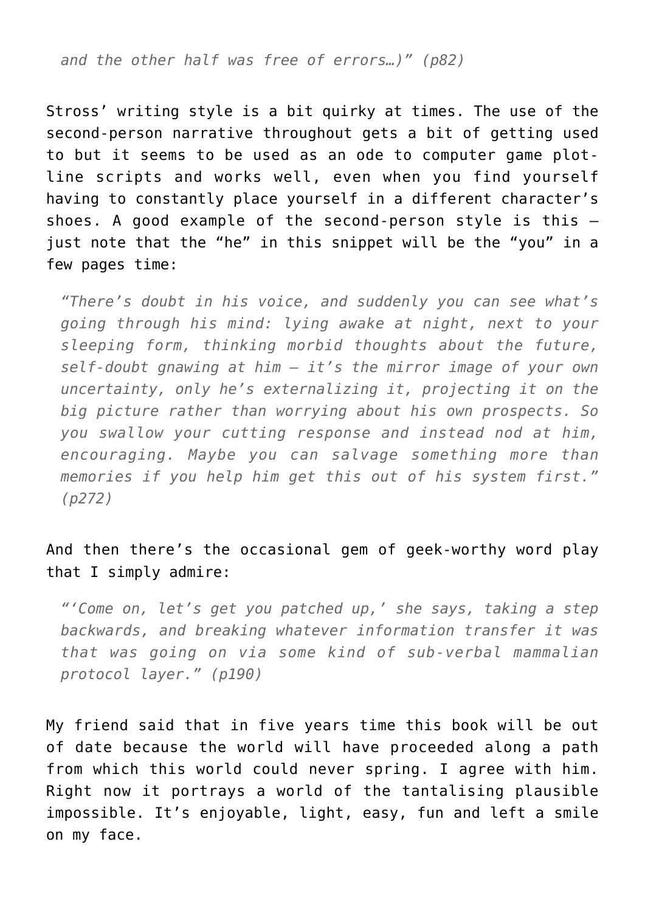*and the other half was free of errors…)" (p82)*

Stross' writing style is a bit quirky at times. The use of the second-person narrative throughout gets a bit of getting used to but it seems to be used as an ode to computer game plot-line scripts and works well, even when you find yourself having to constantly place yourself in a different character's shoes. A good example of the second-person style is this – just note that the "he" in this snippet will be the "you" in a few pages time:

> *"There's doubt in his voice, and suddenly you can see what's going through his mind: lying awake at night, next to your sleeping form, thinking morbid thoughts about the future, self-doubt gnawing at him – it's the mirror image of your own uncertainty, only he's externalizing it, projecting it on the big picture rather than worrying about his own prospects. So you swallow your cutting response and instead nod at him, encouraging. Maybe you can salvage something more than memories if you help him get this out of his system first." (p272)*

And then there's the occasional gem of geek-worthy word play that I simply admire:

> *"'Come on, let's get you patched up,' she says, taking a step backwards, and breaking whatever information transfer it was that was going on via some kind of sub-verbal mammalian protocol layer." (p190)*

My friend said that in five years time this book will be out of date because the world will have proceeded along a path from which this world could never spring. I agree with him. Right now it portrays a world of the tantalising plausible impossible. It's enjoyable, light, easy, fun and left a smile on my face.